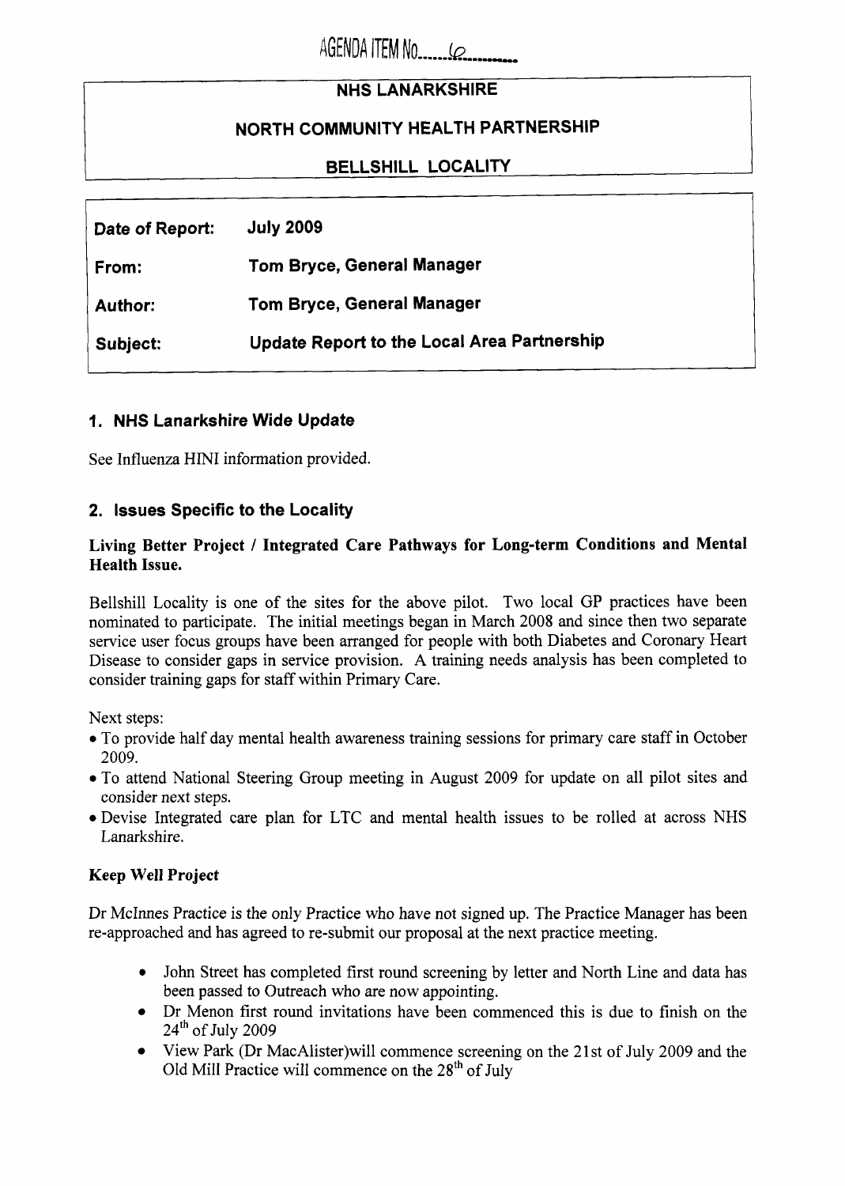AGENDA ITEM No......6..........

**NHS LANARKSHIRE**

**NORTH COMMUNITY HEALTH PARTNERSHIP**

**BELLSHILL LOCALITY**

| | |
|---|---|
| **Date of Report:** | **July 2009** |
| **From:** | **Tom Bryce, General Manager** |
| **Author:** | **Tom Bryce, General Manager** |
| **Subject:** | **Update Report to the Local Area Partnership** |

## 1. NHS Lanarkshire Wide Update

See Influenza HINI information provided.

## 2. Issues Specific to the Locality

**Living Better Project / Integrated Care Pathways for Long-term Conditions and Mental Health Issue.**

Bellshill Locality is one of the sites for the above pilot. Two local GP practices have been nominated to participate. The initial meetings began in March 2008 and since then two separate service user focus groups have been arranged for people with both Diabetes and Coronary Heart Disease to consider gaps in service provision. A training needs analysis has been completed to consider training gaps for staff within Primary Care.

Next steps:

- To provide half day mental health awareness training sessions for primary care staff in October 2009.
- To attend National Steering Group meeting in August 2009 for update on all pilot sites and consider next steps.
- Devise Integrated care plan for LTC and mental health issues to be rolled at across NHS Lanarkshire.

**Keep Well Project**

Dr McInnes Practice is the only Practice who have not signed up. The Practice Manager has been re-approached and has agreed to re-submit our proposal at the next practice meeting.

- John Street has completed first round screening by letter and North Line and data has been passed to Outreach who are now appointing.
- Dr Menon first round invitations have been commenced this is due to finish on the 24th of July 2009
- View Park (Dr MacAlister)will commence screening on the 21st of July 2009 and the Old Mill Practice will commence on the 28th of July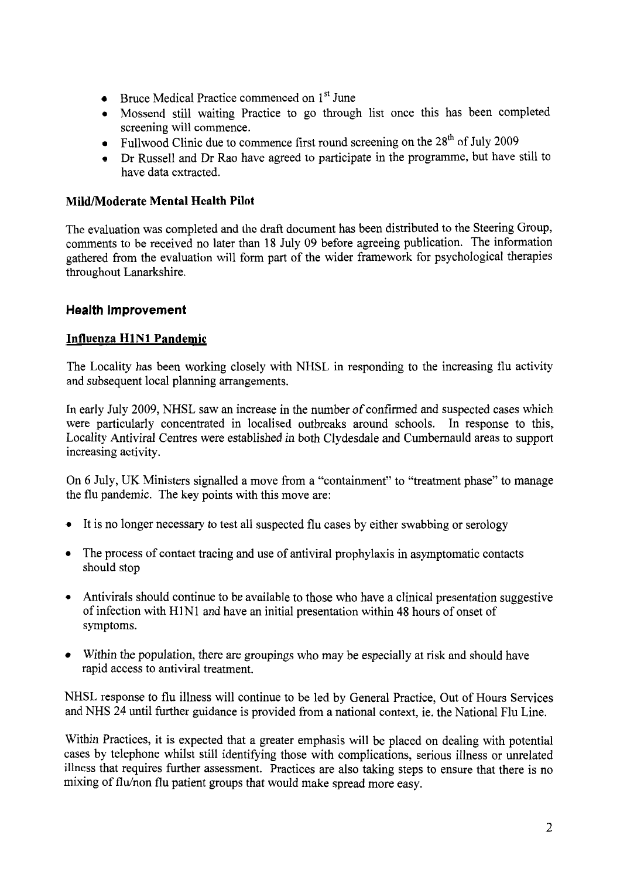- Bruce Medical Practice commenced on 1st June
- Mossend still waiting Practice to go through list once this has been completed screening will commence.
- Fullwood Clinic due to commence first round screening on the 28th of July 2009
- Dr Russell and Dr Rao have agreed to participate in the programme, but have still to have data extracted.

**Mild/Moderate Mental Health Pilot**

The evaluation was completed and the draft document has been distributed to the Steering Group, comments to be received no later than 18 July 09 before agreeing publication. The information gathered from the evaluation will form part of the wider framework for psychological therapies throughout Lanarkshire.

## Health Improvement

**Influenza H1N1 Pandemic**

The Locality has been working closely with NHSL in responding to the increasing flu activity and subsequent local planning arrangements.

In early July 2009, NHSL saw an increase in the number of confirmed and suspected cases which were particularly concentrated in localised outbreaks around schools. In response to this, Locality Antiviral Centres were established in both Clydesdale and Cumbernauld areas to support increasing activity.

On 6 July, UK Ministers signalled a move from a "containment" to "treatment phase" to manage the flu pandemic. The key points with this move are:

- It is no longer necessary to test all suspected flu cases by either swabbing or serology
- The process of contact tracing and use of antiviral prophylaxis in asymptomatic contacts should stop
- Antivirals should continue to be available to those who have a clinical presentation suggestive of infection with H1N1 and have an initial presentation within 48 hours of onset of symptoms.
- Within the population, there are groupings who may be especially at risk and should have rapid access to antiviral treatment.

NHSL response to flu illness will continue to be led by General Practice, Out of Hours Services and NHS 24 until further guidance is provided from a national context, ie. the National Flu Line.

Within Practices, it is expected that a greater emphasis will be placed on dealing with potential cases by telephone whilst still identifying those with complications, serious illness or unrelated illness that requires further assessment. Practices are also taking steps to ensure that there is no mixing of flu/non flu patient groups that would make spread more easy.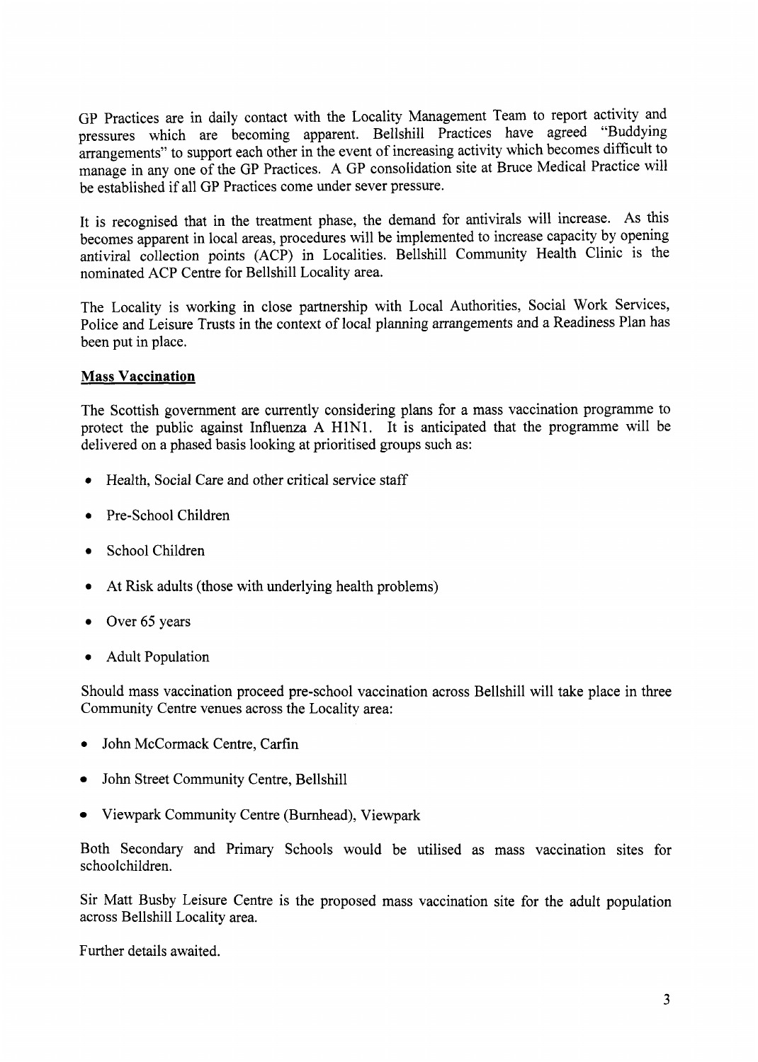GP Practices are in daily contact with the Locality Management Team to report activity and pressures which are becoming apparent. Bellshill Practices have agreed "Buddying arrangements" to support each other in the event of increasing activity which becomes difficult to manage in any one of the GP Practices. A GP consolidation site at Bruce Medical Practice will be established if all GP Practices come under sever pressure.

It is recognised that in the treatment phase, the demand for antivirals will increase. As this becomes apparent in local areas, procedures will be implemented to increase capacity by opening antiviral collection points (ACP) in Localities. Bellshill Community Health Clinic is the nominated ACP Centre for Bellshill Locality area.

The Locality is working in close partnership with Local Authorities, Social Work Services, Police and Leisure Trusts in the context of local planning arrangements and a Readiness Plan has been put in place.

**Mass Vaccination**

The Scottish government are currently considering plans for a mass vaccination programme to protect the public against Influenza A H1N1. It is anticipated that the programme will be delivered on a phased basis looking at prioritised groups such as:

- Health, Social Care and other critical service staff
- Pre-School Children
- School Children
- At Risk adults (those with underlying health problems)
- Over 65 years
- Adult Population

Should mass vaccination proceed pre-school vaccination across Bellshill will take place in three Community Centre venues across the Locality area:

- John McCormack Centre, Carfin
- John Street Community Centre, Bellshill
- Viewpark Community Centre (Burnhead), Viewpark

Both Secondary and Primary Schools would be utilised as mass vaccination sites for schoolchildren.

Sir Matt Busby Leisure Centre is the proposed mass vaccination site for the adult population across Bellshill Locality area.

Further details awaited.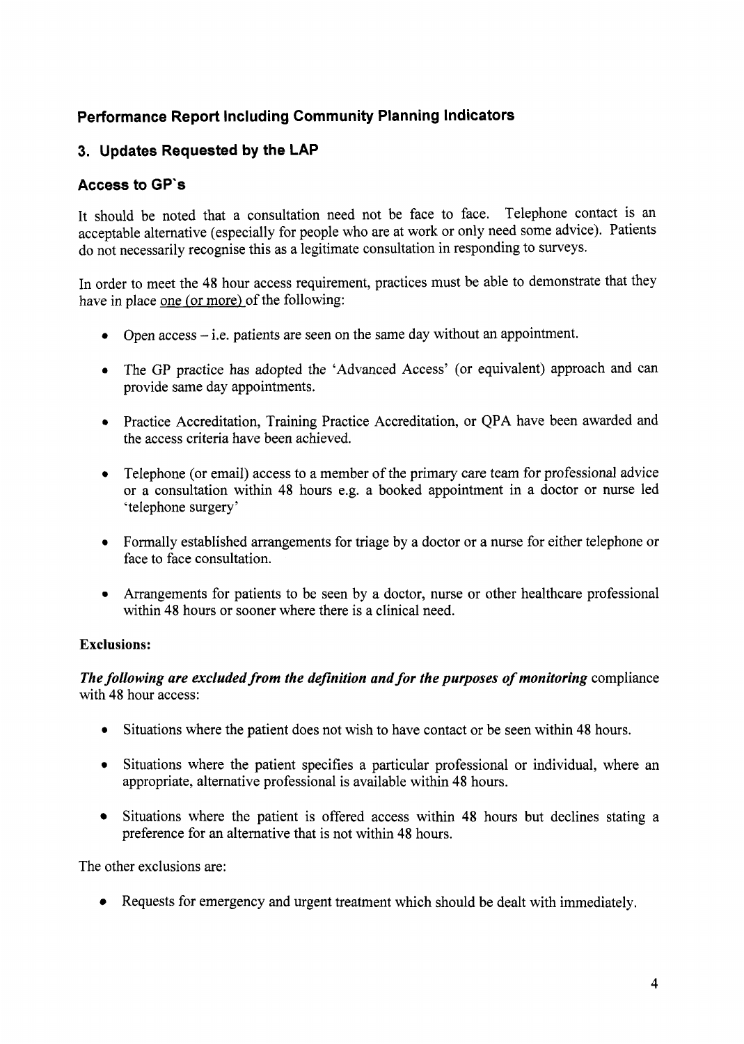## Performance Report Including Community Planning Indicators

### 3. Updates Requested by the LAP

### Access to GP`s

It should be noted that a consultation need not be face to face. Telephone contact is an acceptable alternative (especially for people who are at work or only need some advice). Patients do not necessarily recognise this as a legitimate consultation in responding to surveys.

In order to meet the 48 hour access requirement, practices must be able to demonstrate that they have in place one (or more) of the following:

- Open access – i.e. patients are seen on the same day without an appointment.
- The GP practice has adopted the 'Advanced Access' (or equivalent) approach and can provide same day appointments.
- Practice Accreditation, Training Practice Accreditation, or QPA have been awarded and the access criteria have been achieved.
- Telephone (or email) access to a member of the primary care team for professional advice or a consultation within 48 hours e.g. a booked appointment in a doctor or nurse led 'telephone surgery'
- Formally established arrangements for triage by a doctor or a nurse for either telephone or face to face consultation.
- Arrangements for patients to be seen by a doctor, nurse or other healthcare professional within 48 hours or sooner where there is a clinical need.

**Exclusions:**

***The following are excluded from the definition and for the purposes of monitoring*** compliance with 48 hour access:

- Situations where the patient does not wish to have contact or be seen within 48 hours.
- Situations where the patient specifies a particular professional or individual, where an appropriate, alternative professional is available within 48 hours.
- Situations where the patient is offered access within 48 hours but declines stating a preference for an alternative that is not within 48 hours.

The other exclusions are:

- Requests for emergency and urgent treatment which should be dealt with immediately.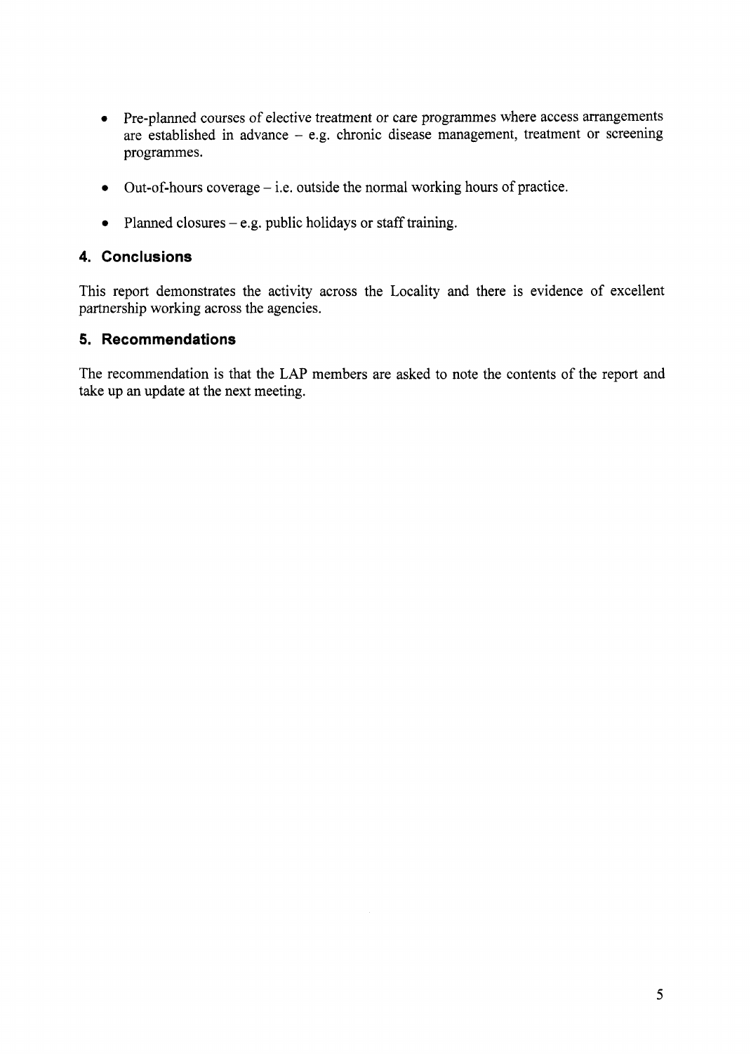- Pre-planned courses of elective treatment or care programmes where access arrangements are established in advance – e.g. chronic disease management, treatment or screening programmes.

- Out-of-hours coverage – i.e. outside the normal working hours of practice.

- Planned closures – e.g. public holidays or staff training.

## 4. Conclusions

This report demonstrates the activity across the Locality and there is evidence of excellent partnership working across the agencies.

## 5. Recommendations

The recommendation is that the LAP members are asked to note the contents of the report and take up an update at the next meeting.